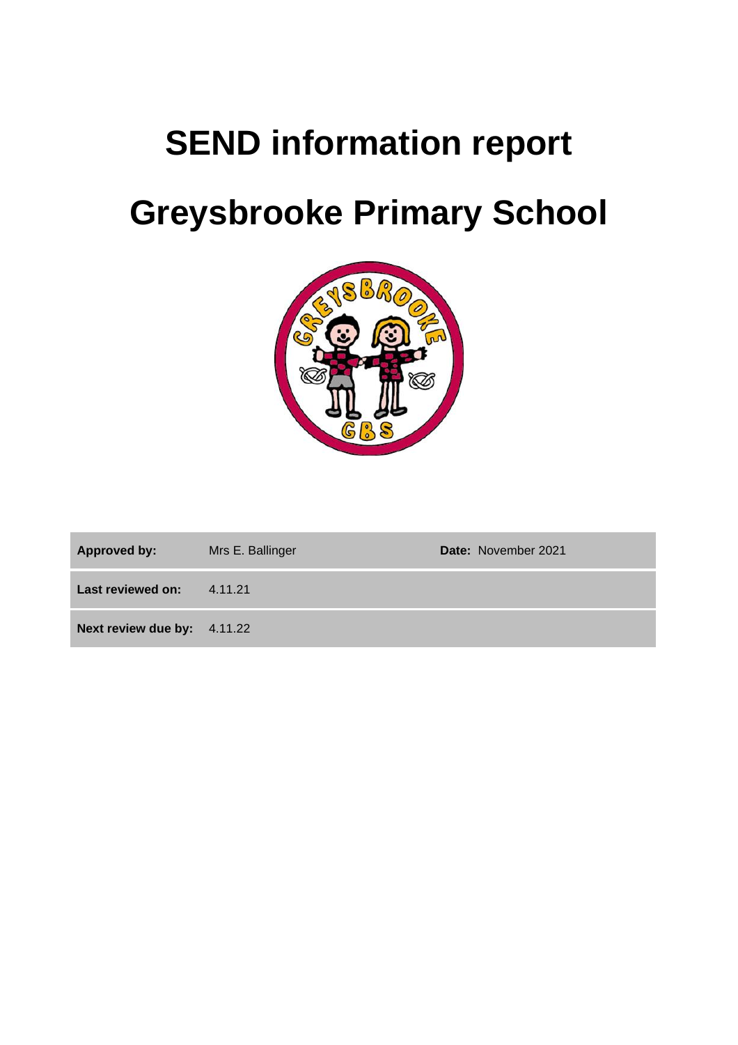# SEND information report

# Greysbrooke Primary School

| **Approved by:** | Mrs E. Ballinger | **Date:** November 2021 |
|---|---|---|
| **Last reviewed on:** | 4.11.21 | |
| **Next review due by:** | 4.11.22 | |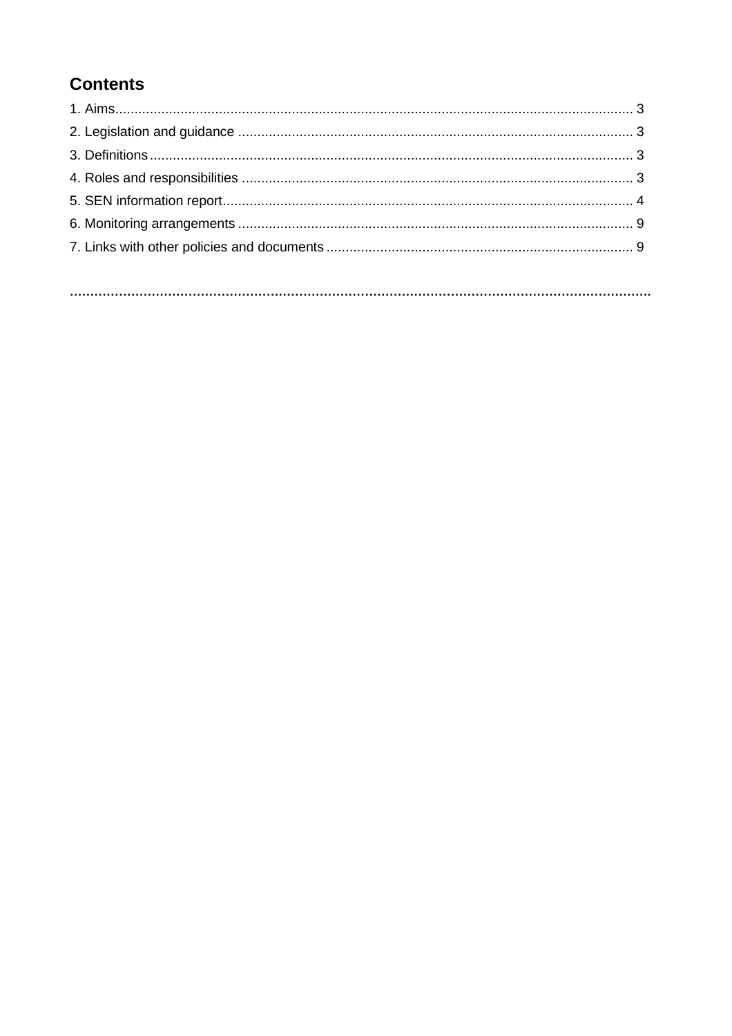## Contents

1. Aims........................................................................................................................................ 3
2. Legislation and guidance ...................................................................................................... 3
3. Definitions............................................................................................................................. 3
4. Roles and responsibilities ..................................................................................................... 3
5. SEN information report.......................................................................................................... 4
6. Monitoring arrangements ...................................................................................................... 9
7. Links with other policies and documents ............................................................................... 9

**..............................................................................................................................................**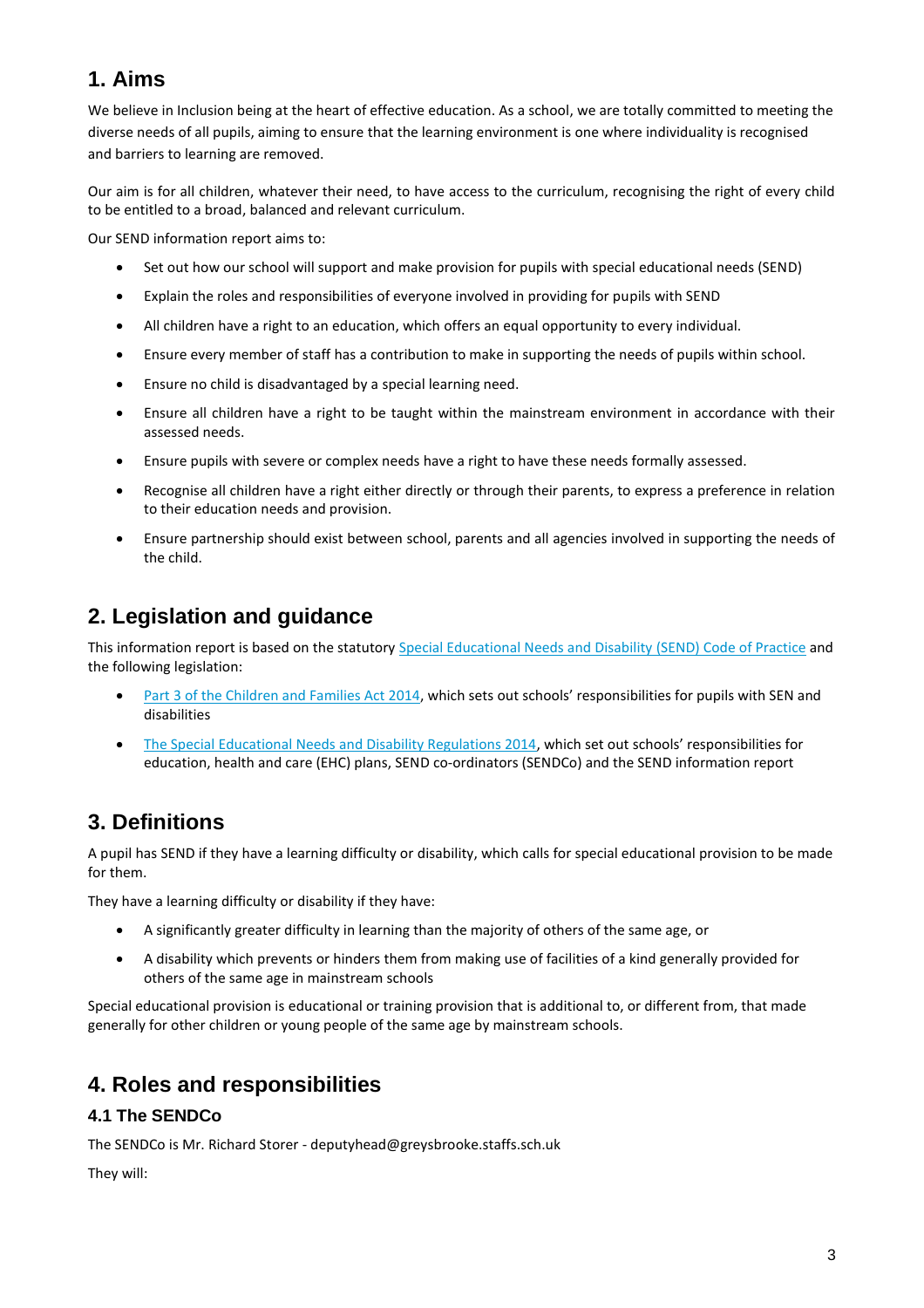## 1. Aims

We believe in Inclusion being at the heart of effective education. As a school, we are totally committed to meeting the diverse needs of all pupils, aiming to ensure that the learning environment is one where individuality is recognised and barriers to learning are removed.

Our aim is for all children, whatever their need, to have access to the curriculum, recognising the right of every child to be entitled to a broad, balanced and relevant curriculum.

Our SEND information report aims to:

- Set out how our school will support and make provision for pupils with special educational needs (SEND)
- Explain the roles and responsibilities of everyone involved in providing for pupils with SEND
- All children have a right to an education, which offers an equal opportunity to every individual.
- Ensure every member of staff has a contribution to make in supporting the needs of pupils within school.
- Ensure no child is disadvantaged by a special learning need.
- Ensure all children have a right to be taught within the mainstream environment in accordance with their assessed needs.
- Ensure pupils with severe or complex needs have a right to have these needs formally assessed.
- Recognise all children have a right either directly or through their parents, to express a preference in relation to their education needs and provision.
- Ensure partnership should exist between school, parents and all agencies involved in supporting the needs of the child.

## 2. Legislation and guidance

This information report is based on the statutory [Special Educational Needs and Disability (SEND) Code of Practice]() and the following legislation:

- [Part 3 of the Children and Families Act 2014](), which sets out schools' responsibilities for pupils with SEN and disabilities
- [The Special Educational Needs and Disability Regulations 2014](), which set out schools' responsibilities for education, health and care (EHC) plans, SEND co-ordinators (SENDCo) and the SEND information report

## 3. Definitions

A pupil has SEND if they have a learning difficulty or disability, which calls for special educational provision to be made for them.

They have a learning difficulty or disability if they have:

- A significantly greater difficulty in learning than the majority of others of the same age, or
- A disability which prevents or hinders them from making use of facilities of a kind generally provided for others of the same age in mainstream schools

Special educational provision is educational or training provision that is additional to, or different from, that made generally for other children or young people of the same age by mainstream schools.

## 4. Roles and responsibilities

### 4.1 The SENDCo

The SENDCo is Mr. Richard Storer - deputyhead@greysbrooke.staffs.sch.uk

They will: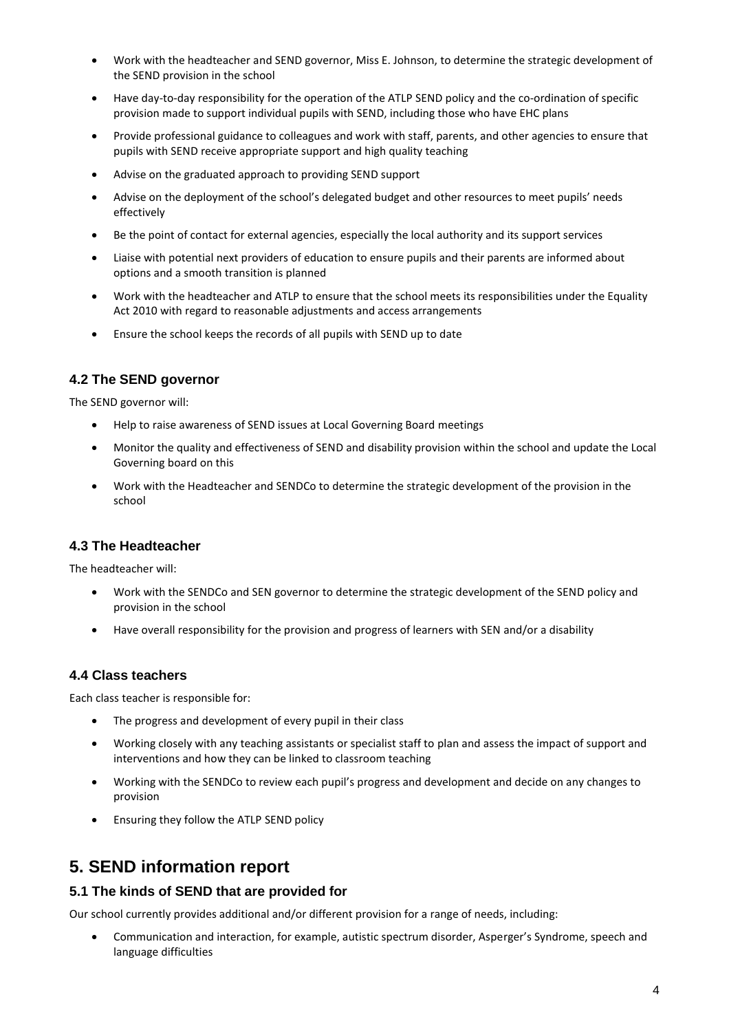- Work with the headteacher and SEND governor, Miss E. Johnson, to determine the strategic development of the SEND provision in the school
- Have day-to-day responsibility for the operation of the ATLP SEND policy and the co-ordination of specific provision made to support individual pupils with SEND, including those who have EHC plans
- Provide professional guidance to colleagues and work with staff, parents, and other agencies to ensure that pupils with SEND receive appropriate support and high quality teaching
- Advise on the graduated approach to providing SEND support
- Advise on the deployment of the school's delegated budget and other resources to meet pupils' needs effectively
- Be the point of contact for external agencies, especially the local authority and its support services
- Liaise with potential next providers of education to ensure pupils and their parents are informed about options and a smooth transition is planned
- Work with the headteacher and ATLP to ensure that the school meets its responsibilities under the Equality Act 2010 with regard to reasonable adjustments and access arrangements
- Ensure the school keeps the records of all pupils with SEND up to date

### 4.2 The SEND governor

The SEND governor will:

- Help to raise awareness of SEND issues at Local Governing Board meetings
- Monitor the quality and effectiveness of SEND and disability provision within the school and update the Local Governing board on this
- Work with the Headteacher and SENDCo to determine the strategic development of the provision in the school

### 4.3 The Headteacher

The headteacher will:

- Work with the SENDCo and SEN governor to determine the strategic development of the SEND policy and provision in the school
- Have overall responsibility for the provision and progress of learners with SEN and/or a disability

### 4.4 Class teachers

Each class teacher is responsible for:

- The progress and development of every pupil in their class
- Working closely with any teaching assistants or specialist staff to plan and assess the impact of support and interventions and how they can be linked to classroom teaching
- Working with the SENDCo to review each pupil's progress and development and decide on any changes to provision
- Ensuring they follow the ATLP SEND policy

## 5. SEND information report

### 5.1 The kinds of SEND that are provided for

Our school currently provides additional and/or different provision for a range of needs, including:

- Communication and interaction, for example, autistic spectrum disorder, Asperger's Syndrome, speech and language difficulties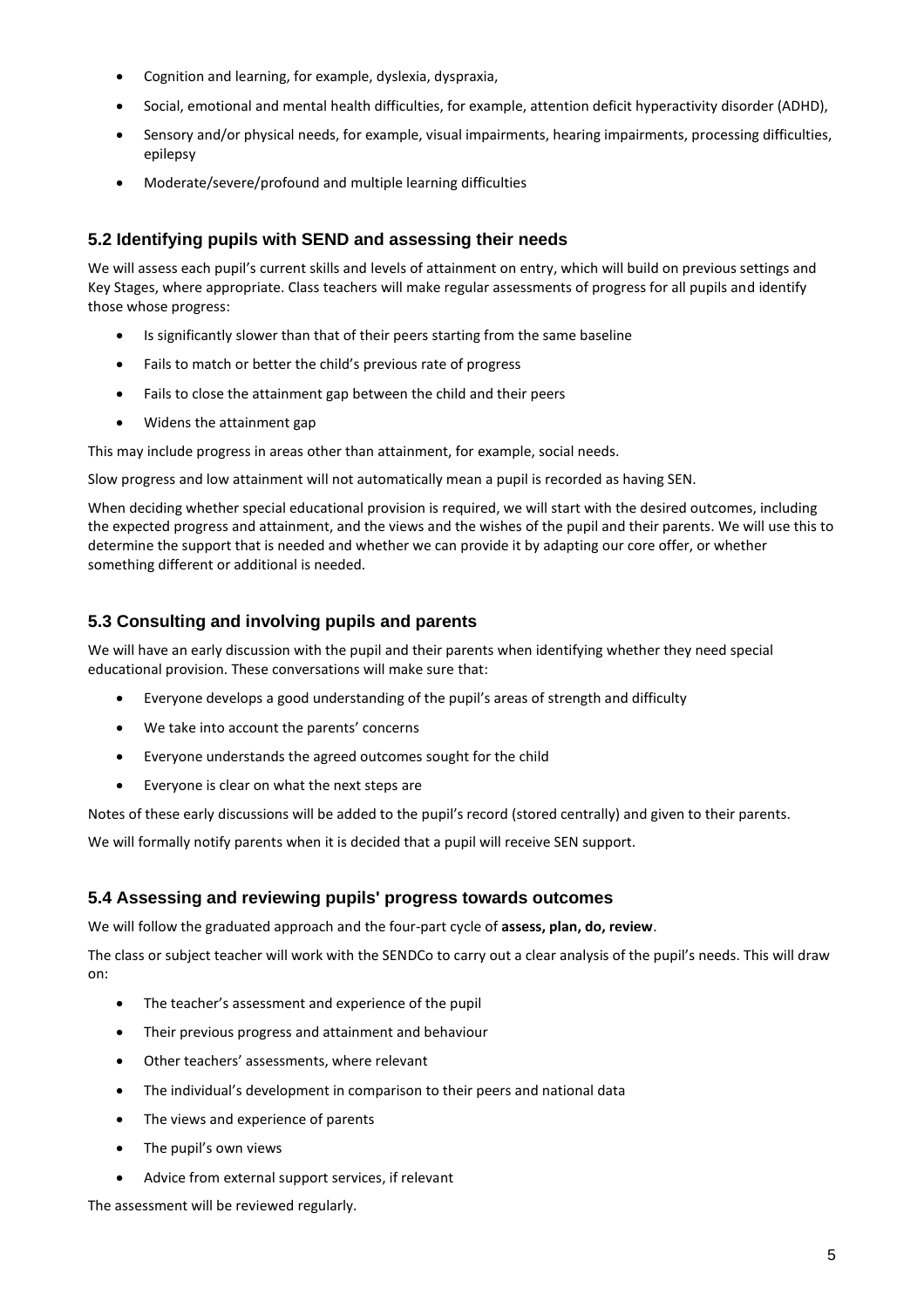- Cognition and learning, for example, dyslexia, dyspraxia,
- Social, emotional and mental health difficulties, for example, attention deficit hyperactivity disorder (ADHD),
- Sensory and/or physical needs, for example, visual impairments, hearing impairments, processing difficulties, epilepsy
- Moderate/severe/profound and multiple learning difficulties

### 5.2 Identifying pupils with SEND and assessing their needs

We will assess each pupil's current skills and levels of attainment on entry, which will build on previous settings and Key Stages, where appropriate. Class teachers will make regular assessments of progress for all pupils and identify those whose progress:

- Is significantly slower than that of their peers starting from the same baseline
- Fails to match or better the child's previous rate of progress
- Fails to close the attainment gap between the child and their peers
- Widens the attainment gap

This may include progress in areas other than attainment, for example, social needs.

Slow progress and low attainment will not automatically mean a pupil is recorded as having SEN.

When deciding whether special educational provision is required, we will start with the desired outcomes, including the expected progress and attainment, and the views and the wishes of the pupil and their parents. We will use this to determine the support that is needed and whether we can provide it by adapting our core offer, or whether something different or additional is needed.

### 5.3 Consulting and involving pupils and parents

We will have an early discussion with the pupil and their parents when identifying whether they need special educational provision. These conversations will make sure that:

- Everyone develops a good understanding of the pupil's areas of strength and difficulty
- We take into account the parents' concerns
- Everyone understands the agreed outcomes sought for the child
- Everyone is clear on what the next steps are

Notes of these early discussions will be added to the pupil's record (stored centrally) and given to their parents.

We will formally notify parents when it is decided that a pupil will receive SEN support.

### 5.4 Assessing and reviewing pupils' progress towards outcomes

We will follow the graduated approach and the four-part cycle of **assess, plan, do, review**.

The class or subject teacher will work with the SENDCo to carry out a clear analysis of the pupil's needs. This will draw on:

- The teacher's assessment and experience of the pupil
- Their previous progress and attainment and behaviour
- Other teachers' assessments, where relevant
- The individual's development in comparison to their peers and national data
- The views and experience of parents
- The pupil's own views
- Advice from external support services, if relevant

The assessment will be reviewed regularly.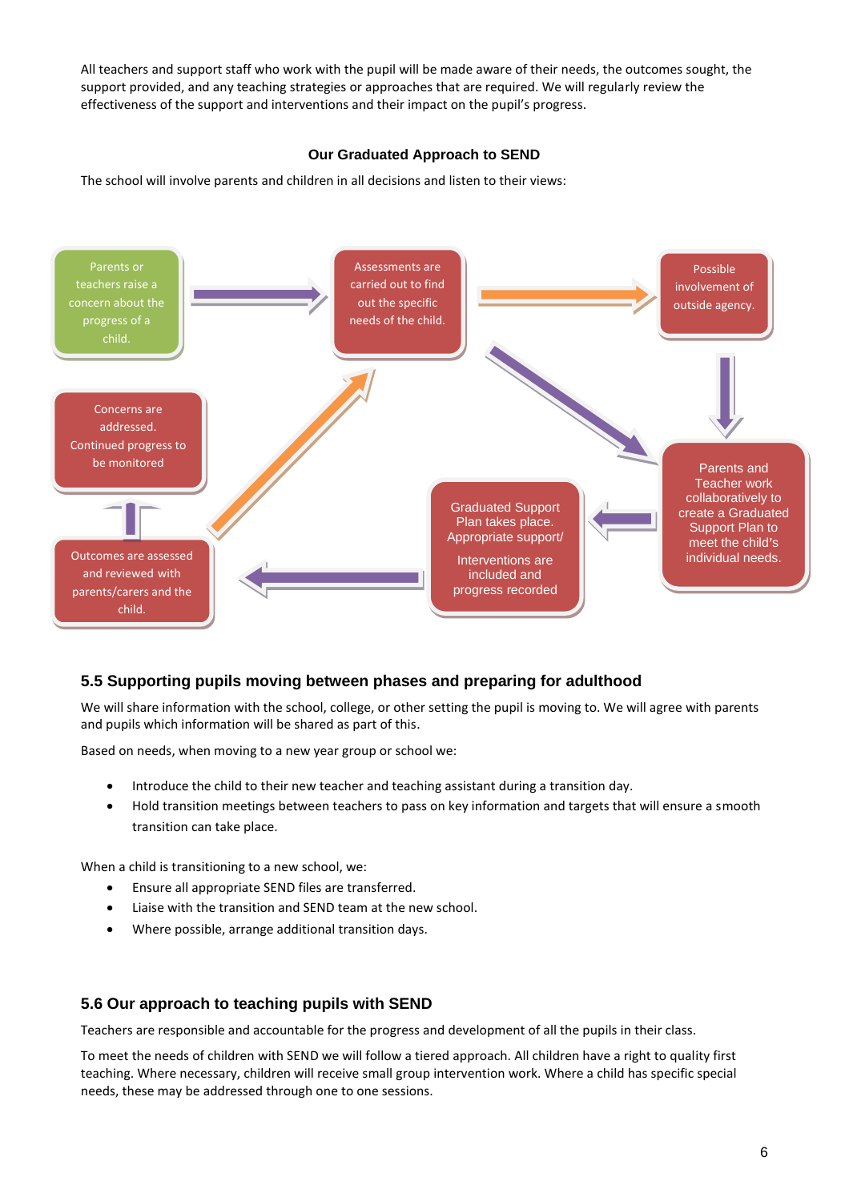All teachers and support staff who work with the pupil will be made aware of their needs, the outcomes sought, the support provided, and any teaching strategies or approaches that are required. We will regularly review the effectiveness of the support and interventions and their impact on the pupil's progress.

**Our Graduated Approach to SEND**

The school will involve parents and children in all decisions and listen to their views:

Parents or teachers raise a concern about the progress of a child.

Assessments are carried out to find out the specific needs of the child.

Possible involvement of outside agency.

Parents and Teacher work collaboratively to create a Graduated Support Plan to meet the child's individual needs.

Graduated Support Plan takes place. Appropriate support/ Interventions are included and progress recorded

Outcomes are assessed and reviewed with parents/carers and the child.

Concerns are addressed. Continued progress to be monitored

## 5.5 Supporting pupils moving between phases and preparing for adulthood

We will share information with the school, college, or other setting the pupil is moving to. We will agree with parents and pupils which information will be shared as part of this.

Based on needs, when moving to a new year group or school we:

- Introduce the child to their new teacher and teaching assistant during a transition day.
- Hold transition meetings between teachers to pass on key information and targets that will ensure a smooth transition can take place.

When a child is transitioning to a new school, we:

- Ensure all appropriate SEND files are transferred.
- Liaise with the transition and SEND team at the new school.
- Where possible, arrange additional transition days.

## 5.6 Our approach to teaching pupils with SEND

Teachers are responsible and accountable for the progress and development of all the pupils in their class.

To meet the needs of children with SEND we will follow a tiered approach. All children have a right to quality first teaching. Where necessary, children will receive small group intervention work. Where a child has specific special needs, these may be addressed through one to one sessions.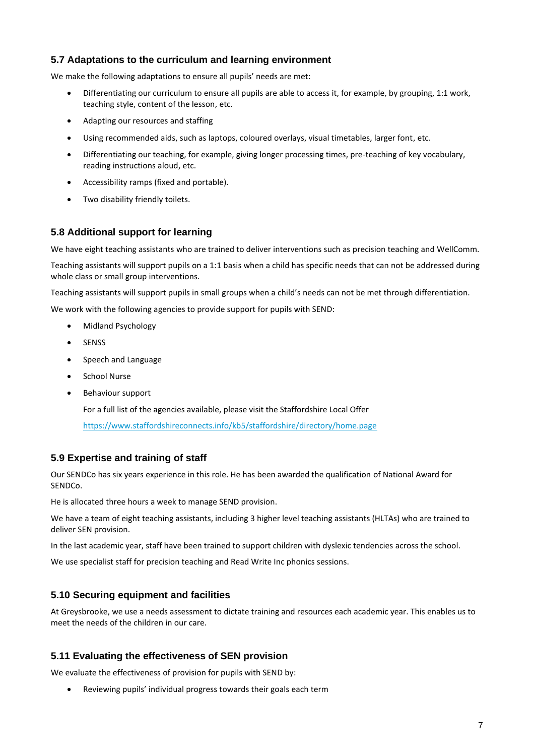### 5.7 Adaptations to the curriculum and learning environment

We make the following adaptations to ensure all pupils' needs are met:

- Differentiating our curriculum to ensure all pupils are able to access it, for example, by grouping, 1:1 work, teaching style, content of the lesson, etc.
- Adapting our resources and staffing
- Using recommended aids, such as laptops, coloured overlays, visual timetables, larger font, etc.
- Differentiating our teaching, for example, giving longer processing times, pre-teaching of key vocabulary, reading instructions aloud, etc.
- Accessibility ramps (fixed and portable).
- Two disability friendly toilets.

### 5.8 Additional support for learning

We have eight teaching assistants who are trained to deliver interventions such as precision teaching and WellComm.

Teaching assistants will support pupils on a 1:1 basis when a child has specific needs that can not be addressed during whole class or small group interventions.

Teaching assistants will support pupils in small groups when a child's needs can not be met through differentiation.

We work with the following agencies to provide support for pupils with SEND:

- Midland Psychology
- SENSS
- Speech and Language
- School Nurse
- Behaviour support

  For a full list of the agencies available, please visit the Staffordshire Local Offer

  https://www.staffordshireconnects.info/kb5/staffordshire/directory/home.page

### 5.9 Expertise and training of staff

Our SENDCo has six years experience in this role. He has been awarded the qualification of National Award for SENDCo.

He is allocated three hours a week to manage SEND provision.

We have a team of eight teaching assistants, including 3 higher level teaching assistants (HLTAs) who are trained to deliver SEN provision.

In the last academic year, staff have been trained to support children with dyslexic tendencies across the school.

We use specialist staff for precision teaching and Read Write Inc phonics sessions.

### 5.10 Securing equipment and facilities

At Greysbrooke, we use a needs assessment to dictate training and resources each academic year. This enables us to meet the needs of the children in our care.

### 5.11 Evaluating the effectiveness of SEN provision

We evaluate the effectiveness of provision for pupils with SEND by:

- Reviewing pupils' individual progress towards their goals each term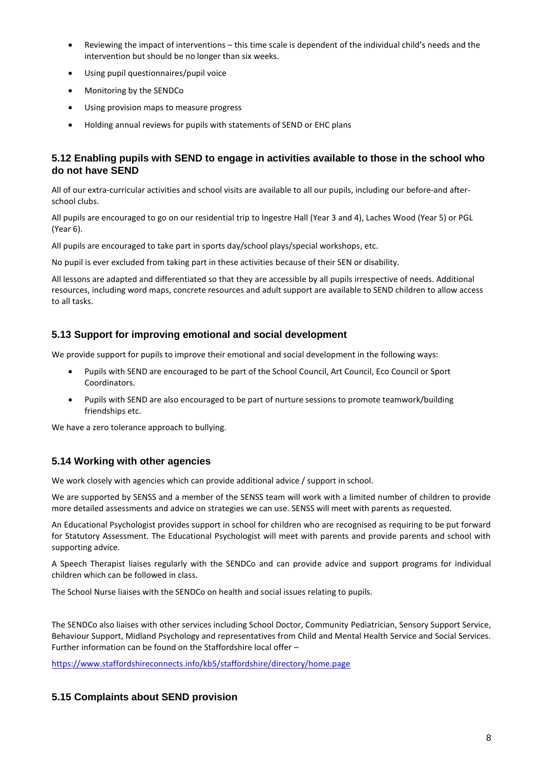- Reviewing the impact of interventions – this time scale is dependent of the individual child's needs and the intervention but should be no longer than six weeks.
- Using pupil questionnaires/pupil voice
- Monitoring by the SENDCo
- Using provision maps to measure progress
- Holding annual reviews for pupils with statements of SEND or EHC plans

### 5.12 Enabling pupils with SEND to engage in activities available to those in the school who do not have SEND

All of our extra-curricular activities and school visits are available to all our pupils, including our before-and after-school clubs.

All pupils are encouraged to go on our residential trip to Ingestre Hall (Year 3 and 4), Laches Wood (Year 5) or PGL (Year 6).

All pupils are encouraged to take part in sports day/school plays/special workshops, etc.

No pupil is ever excluded from taking part in these activities because of their SEN or disability.

All lessons are adapted and differentiated so that they are accessible by all pupils irrespective of needs. Additional resources, including word maps, concrete resources and adult support are available to SEND children to allow access to all tasks.

### 5.13 Support for improving emotional and social development

We provide support for pupils to improve their emotional and social development in the following ways:

- Pupils with SEND are encouraged to be part of the School Council, Art Council, Eco Council or Sport Coordinators.
- Pupils with SEND are also encouraged to be part of nurture sessions to promote teamwork/building friendships etc.

We have a zero tolerance approach to bullying.

### 5.14 Working with other agencies

We work closely with agencies which can provide additional advice / support in school.

We are supported by SENSS and a member of the SENSS team will work with a limited number of children to provide more detailed assessments and advice on strategies we can use. SENSS will meet with parents as requested.

An Educational Psychologist provides support in school for children who are recognised as requiring to be put forward for Statutory Assessment. The Educational Psychologist will meet with parents and provide parents and school with supporting advice.

A Speech Therapist liaises regularly with the SENDCo and can provide advice and support programs for individual children which can be followed in class.

The School Nurse liaises with the SENDCo on health and social issues relating to pupils.

The SENDCo also liaises with other services including School Doctor, Community Pediatrician, Sensory Support Service, Behaviour Support, Midland Psychology and representatives from Child and Mental Health Service and Social Services. Further information can be found on the Staffordshire local offer –

https://www.staffordshireconnects.info/kb5/staffordshire/directory/home.page

### 5.15 Complaints about SEND provision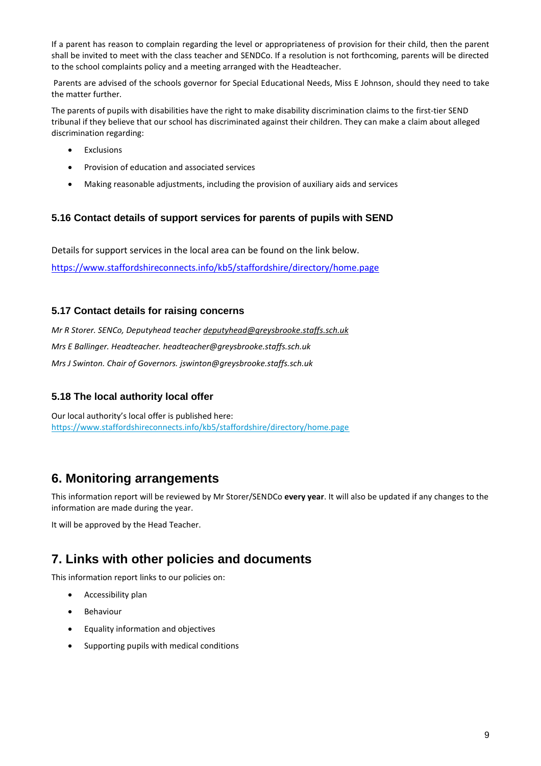If a parent has reason to complain regarding the level or appropriateness of provision for their child, then the parent shall be invited to meet with the class teacher and SENDCo. If a resolution is not forthcoming, parents will be directed to the school complaints policy and a meeting arranged with the Headteacher.

Parents are advised of the schools governor for Special Educational Needs, Miss E Johnson, should they need to take the matter further.

The parents of pupils with disabilities have the right to make disability discrimination claims to the first-tier SEND tribunal if they believe that our school has discriminated against their children. They can make a claim about alleged discrimination regarding:

- Exclusions
- Provision of education and associated services
- Making reasonable adjustments, including the provision of auxiliary aids and services

### 5.16 Contact details of support services for parents of pupils with SEND

Details for support services in the local area can be found on the link below.

https://www.staffordshireconnects.info/kb5/staffordshire/directory/home.page

### 5.17 Contact details for raising concerns

*Mr R Storer. SENCo, Deputyhead teacher deputyhead@greysbrooke.staffs.sch.uk*

*Mrs E Ballinger. Headteacher. headteacher@greysbrooke.staffs.sch.uk*

*Mrs J Swinton. Chair of Governors. jswinton@greysbrooke.staffs.sch.uk*

### 5.18 The local authority local offer

Our local authority's local offer is published here:
https://www.staffordshireconnects.info/kb5/staffordshire/directory/home.page

## 6. Monitoring arrangements

This information report will be reviewed by Mr Storer/SENDCo **every year**. It will also be updated if any changes to the information are made during the year.

It will be approved by the Head Teacher.

## 7. Links with other policies and documents

This information report links to our policies on:

- Accessibility plan
- Behaviour
- Equality information and objectives
- Supporting pupils with medical conditions